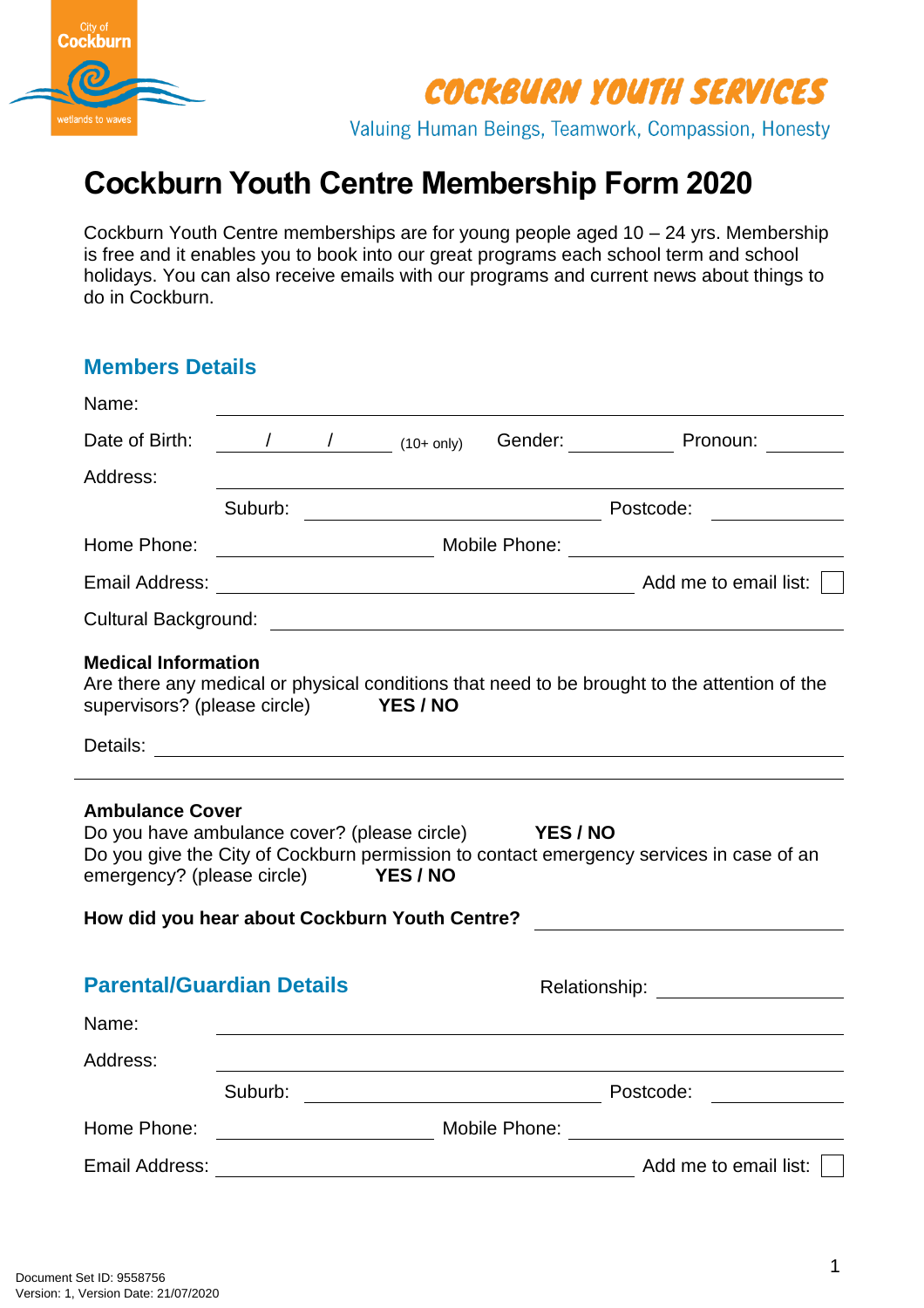City of Cockburn
wetlands to waves

COCKBURN YOUTH SERVICES

Valuing Human Beings, Teamwork, Compassion, Honesty

# Cockburn Youth Centre Membership Form 2020

Cockburn Youth Centre memberships are for young people aged 10 – 24 yrs. Membership is free and it enables you to book into our great programs each school term and school holidays. You can also receive emails with our programs and current news about things to do in Cockburn.

## Members Details

Name: ______________________________

Date of Birth: ____/____/____ (10+ only) Gender: ____________ Pronoun: ____________

Address: ______________________________

Suburb: ______________________ Postcode: ____________

Home Phone: ______________ Mobile Phone: ______________

Email Address: ______________________ Add me to email list: ☐

Cultural Background: ______________________________

**Medical Information**

Are there any medical or physical conditions that need to be brought to the attention of the supervisors? (please circle) **YES / NO**

Details: ______________________________

______________________________

**Ambulance Cover**

Do you have ambulance cover? (please circle) **YES / NO**

Do you give the City of Cockburn permission to contact emergency services in case of an emergency? (please circle) **YES / NO**

**How did you hear about Cockburn Youth Centre?** ______________________

## Parental/Guardian Details

Relationship: ______________

Name: ______________________________

Address: ______________________________

Suburb: ______________________ Postcode: ____________

Home Phone: ______________ Mobile Phone: ______________

Email Address: ______________________ Add me to email list: ☐

Document Set ID: 9558756
Version: 1, Version Date: 21/07/2020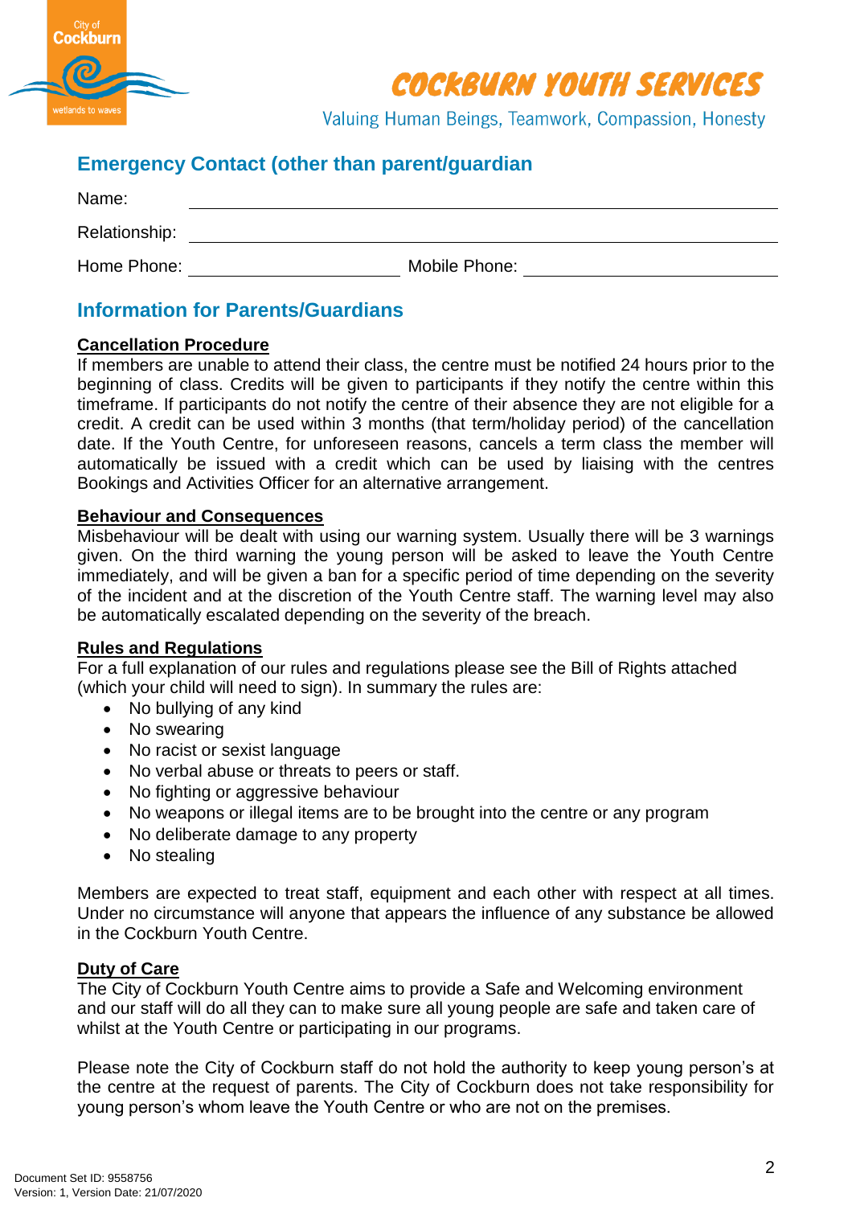## Emergency Contact (other than parent/guardian

Name: ______________________________

Relationship: ______________________________

Home Phone: ____________________ Mobile Phone: ____________________

## Information for Parents/Guardians

**Cancellation Procedure**

If members are unable to attend their class, the centre must be notified 24 hours prior to the beginning of class. Credits will be given to participants if they notify the centre within this timeframe. If participants do not notify the centre of their absence they are not eligible for a credit. A credit can be used within 3 months (that term/holiday period) of the cancellation date. If the Youth Centre, for unforeseen reasons, cancels a term class the member will automatically be issued with a credit which can be used by liaising with the centres Bookings and Activities Officer for an alternative arrangement.

**Behaviour and Consequences**

Misbehaviour will be dealt with using our warning system. Usually there will be 3 warnings given. On the third warning the young person will be asked to leave the Youth Centre immediately, and will be given a ban for a specific period of time depending on the severity of the incident and at the discretion of the Youth Centre staff. The warning level may also be automatically escalated depending on the severity of the breach.

**Rules and Regulations**

For a full explanation of our rules and regulations please see the Bill of Rights attached (which your child will need to sign). In summary the rules are:

- No bullying of any kind
- No swearing
- No racist or sexist language
- No verbal abuse or threats to peers or staff.
- No fighting or aggressive behaviour
- No weapons or illegal items are to be brought into the centre or any program
- No deliberate damage to any property
- No stealing

Members are expected to treat staff, equipment and each other with respect at all times. Under no circumstance will anyone that appears the influence of any substance be allowed in the Cockburn Youth Centre.

**Duty of Care**

The City of Cockburn Youth Centre aims to provide a Safe and Welcoming environment and our staff will do all they can to make sure all young people are safe and taken care of whilst at the Youth Centre or participating in our programs.

Please note the City of Cockburn staff do not hold the authority to keep young person's at the centre at the request of parents. The City of Cockburn does not take responsibility for young person's whom leave the Youth Centre or who are not on the premises.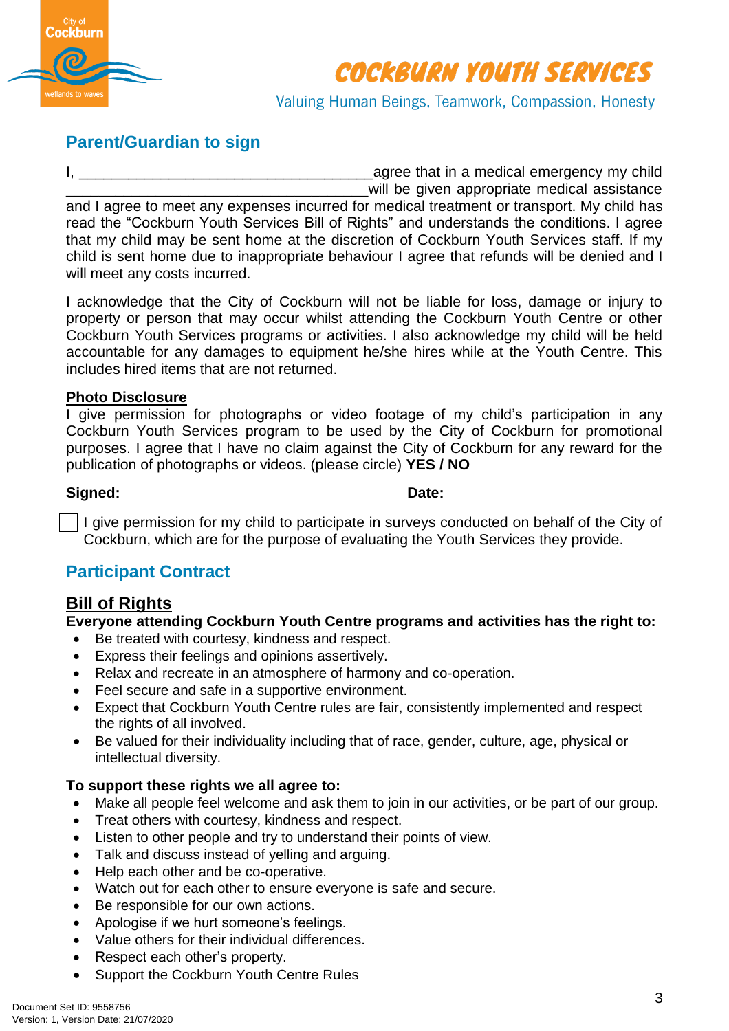# COCKBURN YOUTH SERVICES

Valuing Human Beings, Teamwork, Compassion, Honesty

## Parent/Guardian to sign

I, ___________________________________agree that in a medical emergency my child ___________________________________will be given appropriate medical assistance and I agree to meet any expenses incurred for medical treatment or transport. My child has read the "Cockburn Youth Services Bill of Rights" and understands the conditions. I agree that my child may be sent home at the discretion of Cockburn Youth Services staff. If my child is sent home due to inappropriate behaviour I agree that refunds will be denied and I will meet any costs incurred.

I acknowledge that the City of Cockburn will not be liable for loss, damage or injury to property or person that may occur whilst attending the Cockburn Youth Centre or other Cockburn Youth Services programs or activities. I also acknowledge my child will be held accountable for any damages to equipment he/she hires while at the Youth Centre. This includes hired items that are not returned.

**Photo Disclosure**

I give permission for photographs or video footage of my child's participation in any Cockburn Youth Services program to be used by the City of Cockburn for promotional purposes. I agree that I have no claim against the City of Cockburn for any reward for the publication of photographs or videos. (please circle) **YES / NO**

**Signed:** ______________________ **Date:** ______________________

☐ I give permission for my child to participate in surveys conducted on behalf of the City of Cockburn, which are for the purpose of evaluating the Youth Services they provide.

## Participant Contract

### Bill of Rights

**Everyone attending Cockburn Youth Centre programs and activities has the right to:**

- Be treated with courtesy, kindness and respect.
- Express their feelings and opinions assertively.
- Relax and recreate in an atmosphere of harmony and co-operation.
- Feel secure and safe in a supportive environment.
- Expect that Cockburn Youth Centre rules are fair, consistently implemented and respect the rights of all involved.
- Be valued for their individuality including that of race, gender, culture, age, physical or intellectual diversity.

**To support these rights we all agree to:**

- Make all people feel welcome and ask them to join in our activities, or be part of our group.
- Treat others with courtesy, kindness and respect.
- Listen to other people and try to understand their points of view.
- Talk and discuss instead of yelling and arguing.
- Help each other and be co-operative.
- Watch out for each other to ensure everyone is safe and secure.
- Be responsible for our own actions.
- Apologise if we hurt someone's feelings.
- Value others for their individual differences.
- Respect each other's property.
- Support the Cockburn Youth Centre Rules

Document Set ID: 9558756
Version: 1, Version Date: 21/07/2020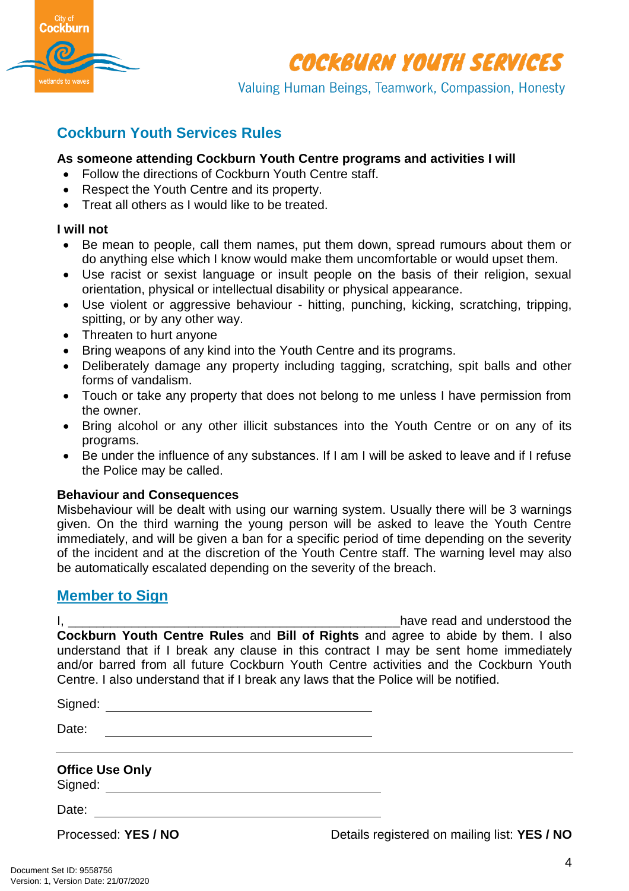# COCKBURN YOUTH SERVICES

Valuing Human Beings, Teamwork, Compassion, Honesty

## Cockburn Youth Services Rules

**As someone attending Cockburn Youth Centre programs and activities I will**

- Follow the directions of Cockburn Youth Centre staff.
- Respect the Youth Centre and its property.
- Treat all others as I would like to be treated.

**I will not**

- Be mean to people, call them names, put them down, spread rumours about them or do anything else which I know would make them uncomfortable or would upset them.
- Use racist or sexist language or insult people on the basis of their religion, sexual orientation, physical or intellectual disability or physical appearance.
- Use violent or aggressive behaviour - hitting, punching, kicking, scratching, tripping, spitting, or by any other way.
- Threaten to hurt anyone
- Bring weapons of any kind into the Youth Centre and its programs.
- Deliberately damage any property including tagging, scratching, spit balls and other forms of vandalism.
- Touch or take any property that does not belong to me unless I have permission from the owner.
- Bring alcohol or any other illicit substances into the Youth Centre or on any of its programs.
- Be under the influence of any substances. If I am I will be asked to leave and if I refuse the Police may be called.

**Behaviour and Consequences**

Misbehaviour will be dealt with using our warning system. Usually there will be 3 warnings given. On the third warning the young person will be asked to leave the Youth Centre immediately, and will be given a ban for a specific period of time depending on the severity of the incident and at the discretion of the Youth Centre staff. The warning level may also be automatically escalated depending on the severity of the breach.

## Member to Sign

I, ______________________________________________ have read and understood the **Cockburn Youth Centre Rules** and **Bill of Rights** and agree to abide by them. I also understand that if I break any clause in this contract I may be sent home immediately and/or barred from all future Cockburn Youth Centre activities and the Cockburn Youth Centre. I also understand that if I break any laws that the Police will be notified.

Signed: ______________________________

Date: ______________________________

---

**Office Use Only**

Signed: ______________________________

Date: ______________________________

Processed: **YES / NO**

Details registered on mailing list: **YES / NO**

Document Set ID: 9558756
Version: 1, Version Date: 21/07/2020